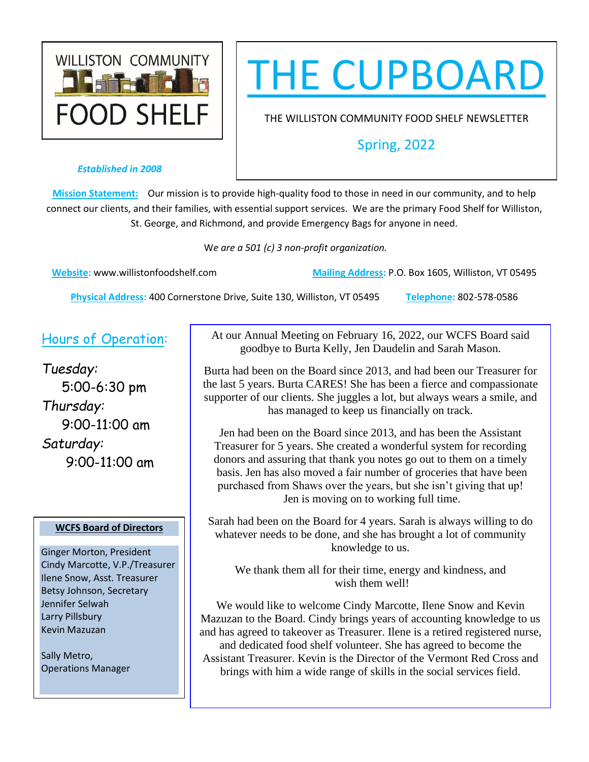WILLISTON COMMUNITY FOOD SHELF

# THE CUPBOARD

THE WILLISTON COMMUNITY FOOD SHELF NEWSLETTER

Spring, 2022

*Established in 2008*

**Mission Statement:** Our mission is to provide high-quality food to those in need in our community, and to help connect our clients, and their families, with essential support services. We are the primary Food Shelf for Williston, St. George, and Richmond, and provide Emergency Bags for anyone in need.

*We are a 501 (c) 3 non-profit organization.*

**Website:** www.willistonfoodshelf.com

**Mailing Address:** P.O. Box 1605, Williston, VT 05495

**Physical Address:** 400 Cornerstone Drive, Suite 130, Williston, VT 05495

**Telephone:** 802-578-0586

## Hours of Operation:

*Tuesday:*
5:00-6:30 pm

*Thursday:*
9:00-11:00 am

*Saturday:*
9:00-11:00 am

**WCFS Board of Directors**

Ginger Morton, President
Cindy Marcotte, V.P./Treasurer
Ilene Snow, Asst. Treasurer
Betsy Johnson, Secretary
Jennifer Selwah
Larry Pillsbury
Kevin Mazuzan

Sally Metro,
Operations Manager

At our Annual Meeting on February 16, 2022, our WCFS Board said goodbye to Burta Kelly, Jen Daudelin and Sarah Mason.

Burta had been on the Board since 2013, and had been our Treasurer for the last 5 years. Burta CARES! She has been a fierce and compassionate supporter of our clients. She juggles a lot, but always wears a smile, and has managed to keep us financially on track.

Jen had been on the Board since 2013, and has been the Assistant Treasurer for 5 years. She created a wonderful system for recording donors and assuring that thank you notes go out to them on a timely basis. Jen has also moved a fair number of groceries that have been purchased from Shaws over the years, but she isn't giving that up! Jen is moving on to working full time.

Sarah had been on the Board for 4 years. Sarah is always willing to do whatever needs to be done, and she has brought a lot of community knowledge to us.

We thank them all for their time, energy and kindness, and wish them well!

We would like to welcome Cindy Marcotte, Ilene Snow and Kevin Mazuzan to the Board. Cindy brings years of accounting knowledge to us and has agreed to takeover as Treasurer. Ilene is a retired registered nurse, and dedicated food shelf volunteer. She has agreed to become the Assistant Treasurer. Kevin is the Director of the Vermont Red Cross and brings with him a wide range of skills in the social services field.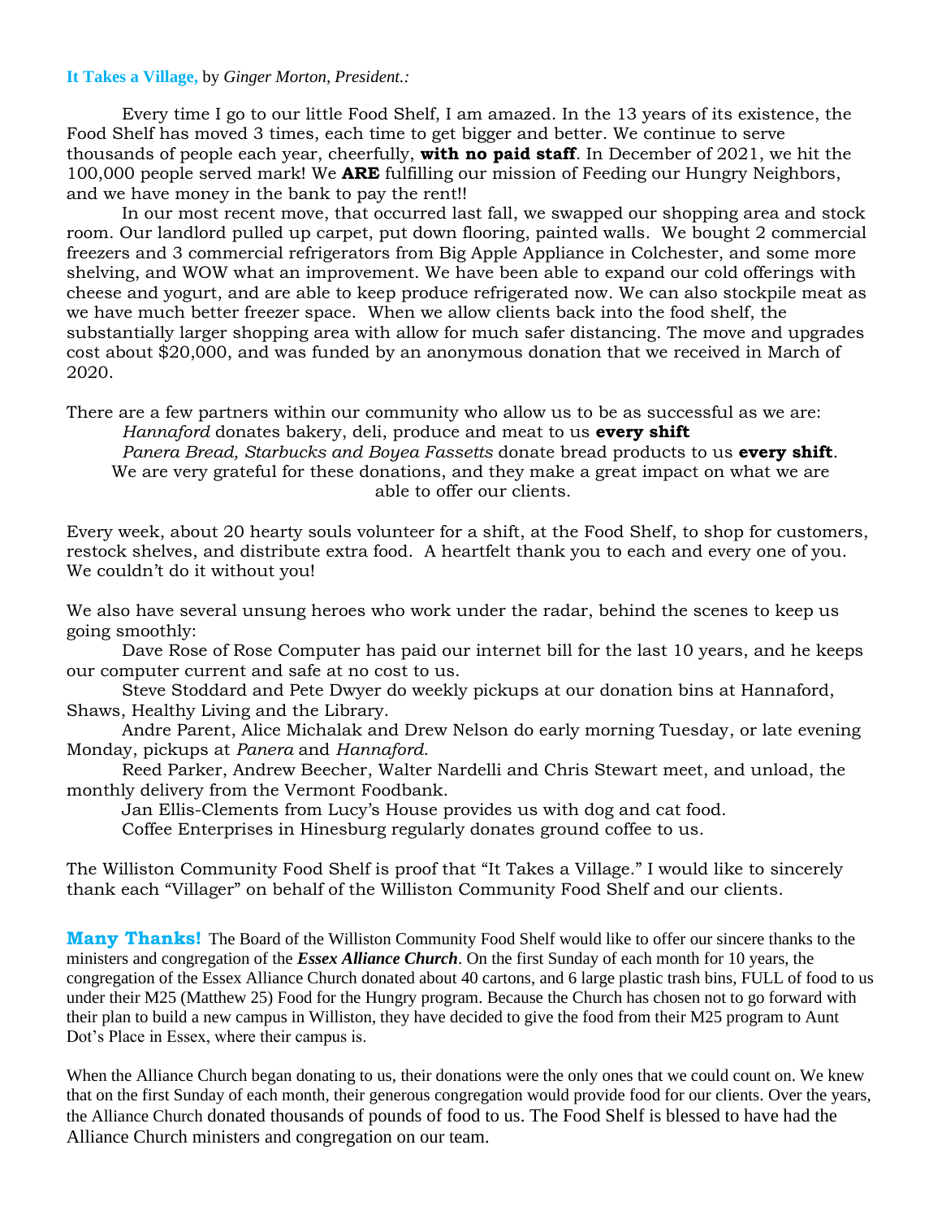**It Takes a Village,** by *Ginger Morton, President.:*

Every time I go to our little Food Shelf, I am amazed. In the 13 years of its existence, the Food Shelf has moved 3 times, each time to get bigger and better. We continue to serve thousands of people each year, cheerfully, **with no paid staff**. In December of 2021, we hit the 100,000 people served mark! We **ARE** fulfilling our mission of Feeding our Hungry Neighbors, and we have money in the bank to pay the rent!!

In our most recent move, that occurred last fall, we swapped our shopping area and stock room. Our landlord pulled up carpet, put down flooring, painted walls. We bought 2 commercial freezers and 3 commercial refrigerators from Big Apple Appliance in Colchester, and some more shelving, and WOW what an improvement. We have been able to expand our cold offerings with cheese and yogurt, and are able to keep produce refrigerated now. We can also stockpile meat as we have much better freezer space. When we allow clients back into the food shelf, the substantially larger shopping area with allow for much safer distancing. The move and upgrades cost about $20,000, and was funded by an anonymous donation that we received in March of 2020.

There are a few partners within our community who allow us to be as successful as we are:

*Hannaford* donates bakery, deli, produce and meat to us **every shift**

*Panera Bread, Starbucks and Boyea Fassetts* donate bread products to us **every shift**.

We are very grateful for these donations, and they make a great impact on what we are able to offer our clients.

Every week, about 20 hearty souls volunteer for a shift, at the Food Shelf, to shop for customers, restock shelves, and distribute extra food. A heartfelt thank you to each and every one of you. We couldn't do it without you!

We also have several unsung heroes who work under the radar, behind the scenes to keep us going smoothly:

Dave Rose of Rose Computer has paid our internet bill for the last 10 years, and he keeps our computer current and safe at no cost to us.

Steve Stoddard and Pete Dwyer do weekly pickups at our donation bins at Hannaford, Shaws, Healthy Living and the Library.

Andre Parent, Alice Michalak and Drew Nelson do early morning Tuesday, or late evening Monday, pickups at *Panera* and *Hannaford.*

Reed Parker, Andrew Beecher, Walter Nardelli and Chris Stewart meet, and unload, the monthly delivery from the Vermont Foodbank.

Jan Ellis-Clements from Lucy's House provides us with dog and cat food.

Coffee Enterprises in Hinesburg regularly donates ground coffee to us.

The Williston Community Food Shelf is proof that "It Takes a Village." I would like to sincerely thank each "Villager" on behalf of the Williston Community Food Shelf and our clients.

**Many Thanks!** The Board of the Williston Community Food Shelf would like to offer our sincere thanks to the ministers and congregation of the ***Essex Alliance Church***. On the first Sunday of each month for 10 years, the congregation of the Essex Alliance Church donated about 40 cartons, and 6 large plastic trash bins, FULL of food to us under their M25 (Matthew 25) Food for the Hungry program. Because the Church has chosen not to go forward with their plan to build a new campus in Williston, they have decided to give the food from their M25 program to Aunt Dot's Place in Essex, where their campus is.

When the Alliance Church began donating to us, their donations were the only ones that we could count on. We knew that on the first Sunday of each month, their generous congregation would provide food for our clients. Over the years, the Alliance Church donated thousands of pounds of food to us. The Food Shelf is blessed to have had the Alliance Church ministers and congregation on our team.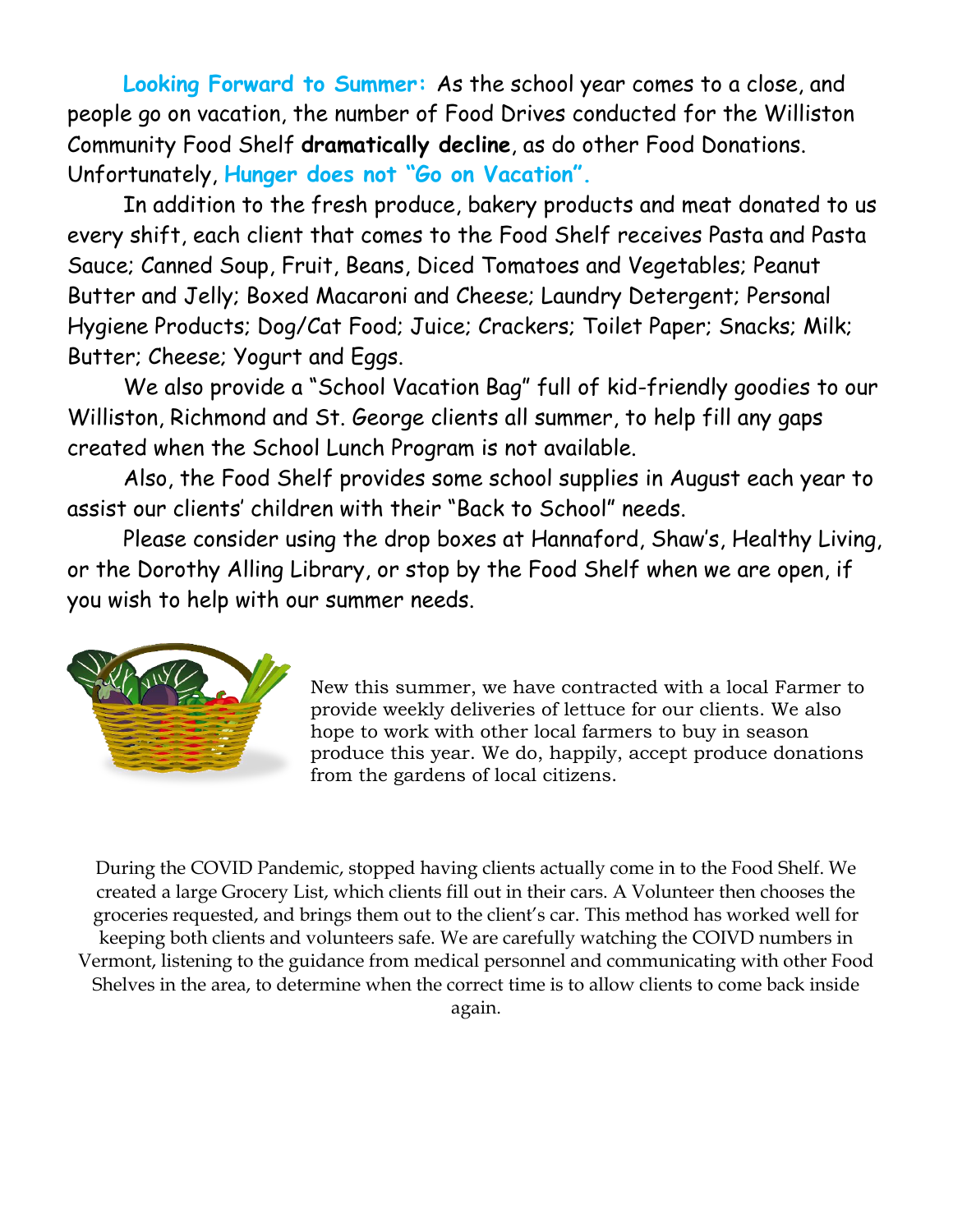**Looking Forward to Summer:** As the school year comes to a close, and people go on vacation, the number of Food Drives conducted for the Williston Community Food Shelf **dramatically decline**, as do other Food Donations. Unfortunately, **Hunger does not "Go on Vacation".**

In addition to the fresh produce, bakery products and meat donated to us every shift, each client that comes to the Food Shelf receives Pasta and Pasta Sauce; Canned Soup, Fruit, Beans, Diced Tomatoes and Vegetables; Peanut Butter and Jelly; Boxed Macaroni and Cheese; Laundry Detergent; Personal Hygiene Products; Dog/Cat Food; Juice; Crackers; Toilet Paper; Snacks; Milk; Butter; Cheese; Yogurt and Eggs.

We also provide a "School Vacation Bag" full of kid-friendly goodies to our Williston, Richmond and St. George clients all summer, to help fill any gaps created when the School Lunch Program is not available.

Also, the Food Shelf provides some school supplies in August each year to assist our clients' children with their "Back to School" needs.

Please consider using the drop boxes at Hannaford, Shaw's, Healthy Living, or the Dorothy Alling Library, or stop by the Food Shelf when we are open, if you wish to help with our summer needs.

New this summer, we have contracted with a local Farmer to provide weekly deliveries of lettuce for our clients. We also hope to work with other local farmers to buy in season produce this year. We do, happily, accept produce donations from the gardens of local citizens.

During the COVID Pandemic, stopped having clients actually come in to the Food Shelf. We created a large Grocery List, which clients fill out in their cars. A Volunteer then chooses the groceries requested, and brings them out to the client's car. This method has worked well for keeping both clients and volunteers safe. We are carefully watching the COIVD numbers in Vermont, listening to the guidance from medical personnel and communicating with other Food Shelves in the area, to determine when the correct time is to allow clients to come back inside again.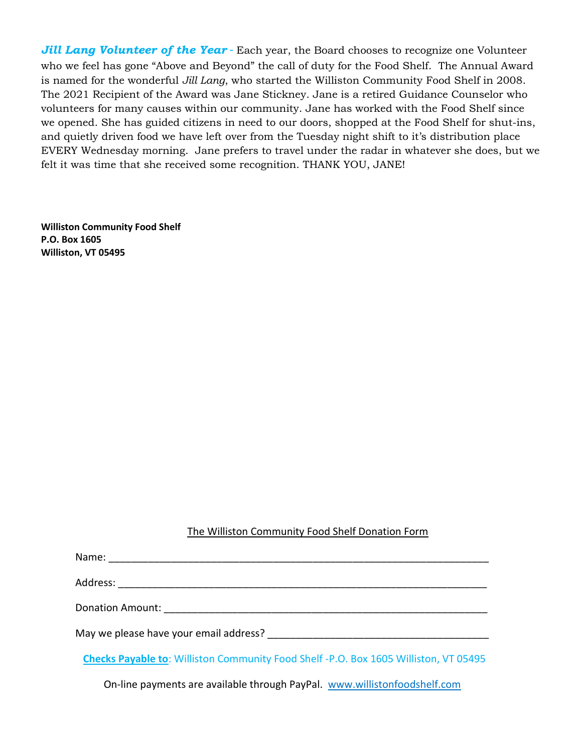***Jill Lang Volunteer of the Year*** - Each year, the Board chooses to recognize one Volunteer who we feel has gone "Above and Beyond" the call of duty for the Food Shelf. The Annual Award is named for the wonderful *Jill Lang*, who started the Williston Community Food Shelf in 2008. The 2021 Recipient of the Award was Jane Stickney. Jane is a retired Guidance Counselor who volunteers for many causes within our community. Jane has worked with the Food Shelf since we opened. She has guided citizens in need to our doors, shopped at the Food Shelf for shut-ins, and quietly driven food we have left over from the Tuesday night shift to it's distribution place EVERY Wednesday morning. Jane prefers to travel under the radar in whatever she does, but we felt it was time that she received some recognition. THANK YOU, JANE!

**Williston Community Food Shelf**
**P.O. Box 1605**
**Williston, VT 05495**

The Williston Community Food Shelf Donation Form

Name: ______________________________________________________________________

Address: ____________________________________________________________________

Donation Amount: _____________________________________________________________

May we please have your email address? ____________________________________

**Checks Payable to**: Williston Community Food Shelf -P.O. Box 1605 Williston, VT 05495

On-line payments are available through PayPal. www.willistonfoodshelf.com